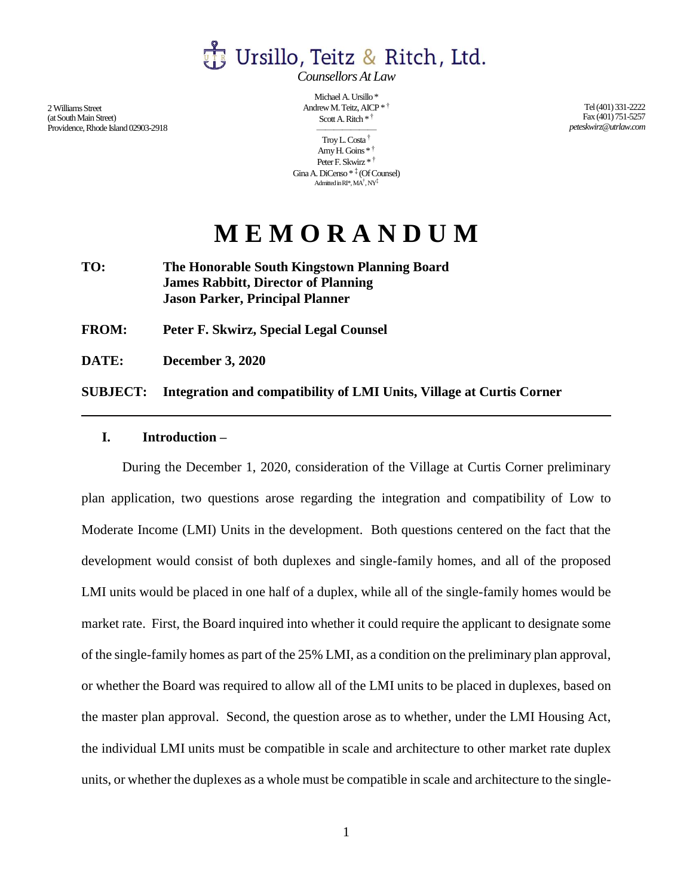# Ursillo, Teitz & Ritch, Ltd.

*Counsellors At Law*

2 Williams Street
(at South Main Street)
Providence, Rhode Island 02903-2918

Michael A. Ursillo *
Andrew M. Teitz, AICP * †
Scott A. Ritch * †

Troy L. Costa †
Amy H. Goins * †
Peter F. Skwirz * †
Gina A. DiCenso * ‡ (Of Counsel)
Admitted in RI*, MA†, NY‡

Tel (401) 331-2222
Fax (401) 751-5257
*peteskwirz@utrlaw.com*

# M E M O R A N D U M

**TO:** **The Honorable South Kingstown Planning Board**
**James Rabbitt, Director of Planning**
**Jason Parker, Principal Planner**

**FROM:** **Peter F. Skwirz, Special Legal Counsel**

**DATE:** **December 3, 2020**

**SUBJECT:** **Integration and compatibility of LMI Units, Village at Curtis Corner**

---

## I. Introduction –

During the December 1, 2020, consideration of the Village at Curtis Corner preliminary plan application, two questions arose regarding the integration and compatibility of Low to Moderate Income (LMI) Units in the development. Both questions centered on the fact that the development would consist of both duplexes and single-family homes, and all of the proposed LMI units would be placed in one half of a duplex, while all of the single-family homes would be market rate. First, the Board inquired into whether it could require the applicant to designate some of the single-family homes as part of the 25% LMI, as a condition on the preliminary plan approval, or whether the Board was required to allow all of the LMI units to be placed in duplexes, based on the master plan approval. Second, the question arose as to whether, under the LMI Housing Act, the individual LMI units must be compatible in scale and architecture to other market rate duplex units, or whether the duplexes as a whole must be compatible in scale and architecture to the single-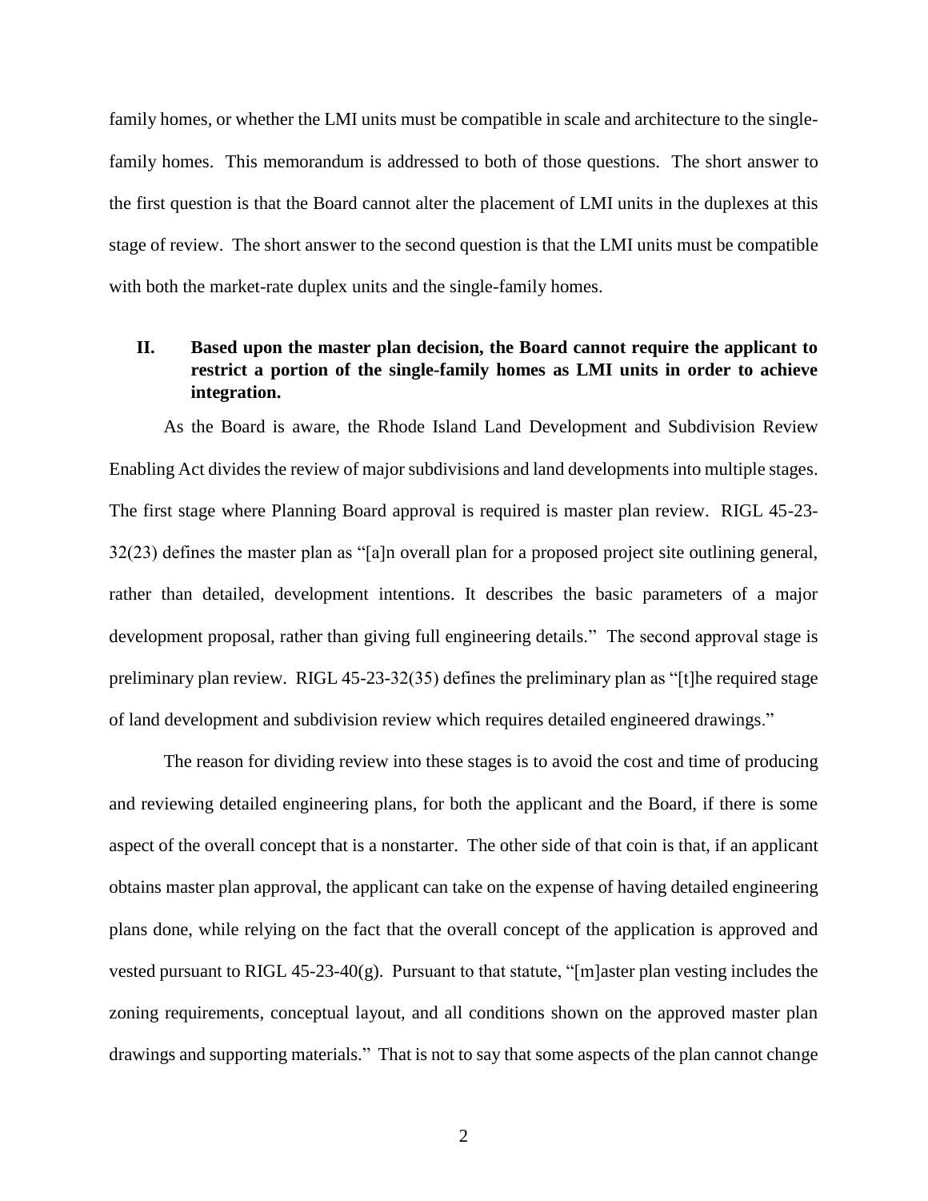family homes, or whether the LMI units must be compatible in scale and architecture to the single-family homes. This memorandum is addressed to both of those questions. The short answer to the first question is that the Board cannot alter the placement of LMI units in the duplexes at this stage of review. The short answer to the second question is that the LMI units must be compatible with both the market-rate duplex units and the single-family homes.

## II. Based upon the master plan decision, the Board cannot require the applicant to restrict a portion of the single-family homes as LMI units in order to achieve integration.

As the Board is aware, the Rhode Island Land Development and Subdivision Review Enabling Act divides the review of major subdivisions and land developments into multiple stages. The first stage where Planning Board approval is required is master plan review. RIGL 45-23-32(23) defines the master plan as "[a]n overall plan for a proposed project site outlining general, rather than detailed, development intentions. It describes the basic parameters of a major development proposal, rather than giving full engineering details." The second approval stage is preliminary plan review. RIGL 45-23-32(35) defines the preliminary plan as "[t]he required stage of land development and subdivision review which requires detailed engineered drawings."

The reason for dividing review into these stages is to avoid the cost and time of producing and reviewing detailed engineering plans, for both the applicant and the Board, if there is some aspect of the overall concept that is a nonstarter. The other side of that coin is that, if an applicant obtains master plan approval, the applicant can take on the expense of having detailed engineering plans done, while relying on the fact that the overall concept of the application is approved and vested pursuant to RIGL 45-23-40(g). Pursuant to that statute, "[m]aster plan vesting includes the zoning requirements, conceptual layout, and all conditions shown on the approved master plan drawings and supporting materials." That is not to say that some aspects of the plan cannot change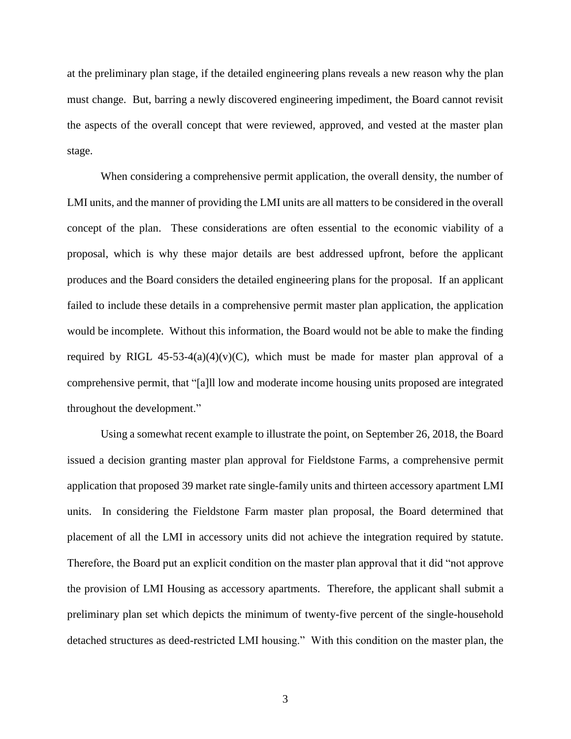at the preliminary plan stage, if the detailed engineering plans reveals a new reason why the plan must change. But, barring a newly discovered engineering impediment, the Board cannot revisit the aspects of the overall concept that were reviewed, approved, and vested at the master plan stage.

When considering a comprehensive permit application, the overall density, the number of LMI units, and the manner of providing the LMI units are all matters to be considered in the overall concept of the plan. These considerations are often essential to the economic viability of a proposal, which is why these major details are best addressed upfront, before the applicant produces and the Board considers the detailed engineering plans for the proposal. If an applicant failed to include these details in a comprehensive permit master plan application, the application would be incomplete. Without this information, the Board would not be able to make the finding required by RIGL 45-53-4(a)(4)(v)(C), which must be made for master plan approval of a comprehensive permit, that "[a]ll low and moderate income housing units proposed are integrated throughout the development."

Using a somewhat recent example to illustrate the point, on September 26, 2018, the Board issued a decision granting master plan approval for Fieldstone Farms, a comprehensive permit application that proposed 39 market rate single-family units and thirteen accessory apartment LMI units. In considering the Fieldstone Farm master plan proposal, the Board determined that placement of all the LMI in accessory units did not achieve the integration required by statute. Therefore, the Board put an explicit condition on the master plan approval that it did "not approve the provision of LMI Housing as accessory apartments. Therefore, the applicant shall submit a preliminary plan set which depicts the minimum of twenty-five percent of the single-household detached structures as deed-restricted LMI housing." With this condition on the master plan, the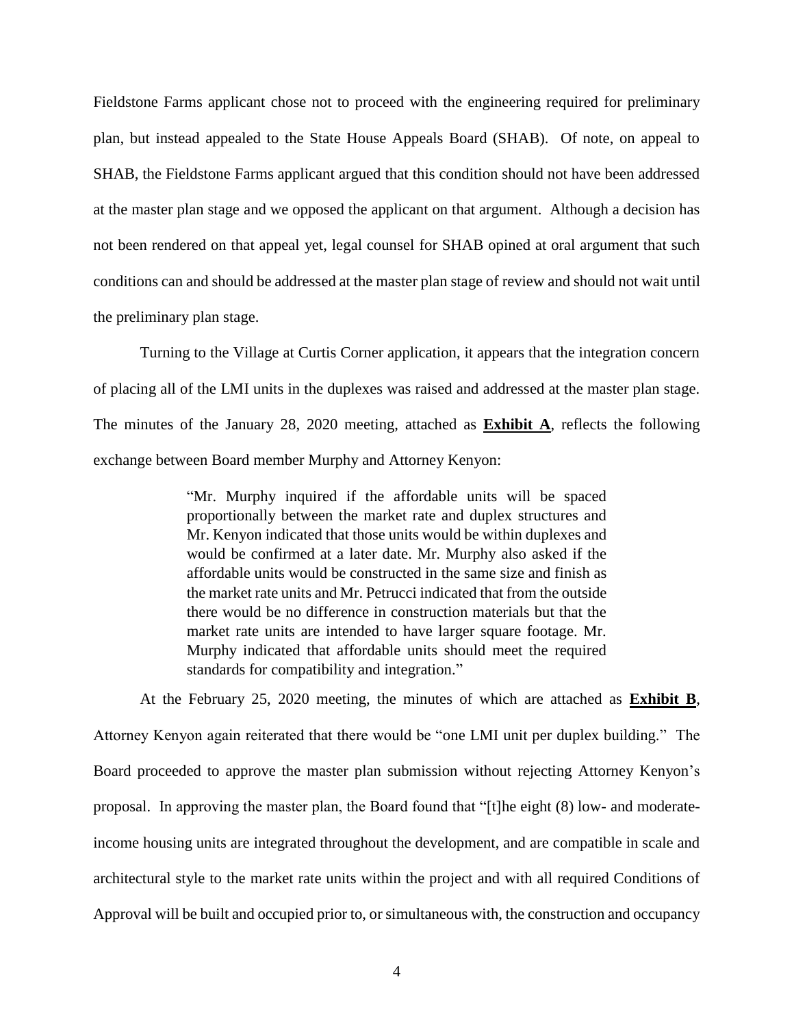Fieldstone Farms applicant chose not to proceed with the engineering required for preliminary plan, but instead appealed to the State House Appeals Board (SHAB). Of note, on appeal to SHAB, the Fieldstone Farms applicant argued that this condition should not have been addressed at the master plan stage and we opposed the applicant on that argument. Although a decision has not been rendered on that appeal yet, legal counsel for SHAB opined at oral argument that such conditions can and should be addressed at the master plan stage of review and should not wait until the preliminary plan stage.

Turning to the Village at Curtis Corner application, it appears that the integration concern of placing all of the LMI units in the duplexes was raised and addressed at the master plan stage. The minutes of the January 28, 2020 meeting, attached as **Exhibit A**, reflects the following exchange between Board member Murphy and Attorney Kenyon:

> "Mr. Murphy inquired if the affordable units will be spaced proportionally between the market rate and duplex structures and Mr. Kenyon indicated that those units would be within duplexes and would be confirmed at a later date. Mr. Murphy also asked if the affordable units would be constructed in the same size and finish as the market rate units and Mr. Petrucci indicated that from the outside there would be no difference in construction materials but that the market rate units are intended to have larger square footage. Mr. Murphy indicated that affordable units should meet the required standards for compatibility and integration."

At the February 25, 2020 meeting, the minutes of which are attached as **Exhibit B**, Attorney Kenyon again reiterated that there would be "one LMI unit per duplex building." The Board proceeded to approve the master plan submission without rejecting Attorney Kenyon's proposal. In approving the master plan, the Board found that "[t]he eight (8) low- and moderate-income housing units are integrated throughout the development, and are compatible in scale and architectural style to the market rate units within the project and with all required Conditions of Approval will be built and occupied prior to, or simultaneous with, the construction and occupancy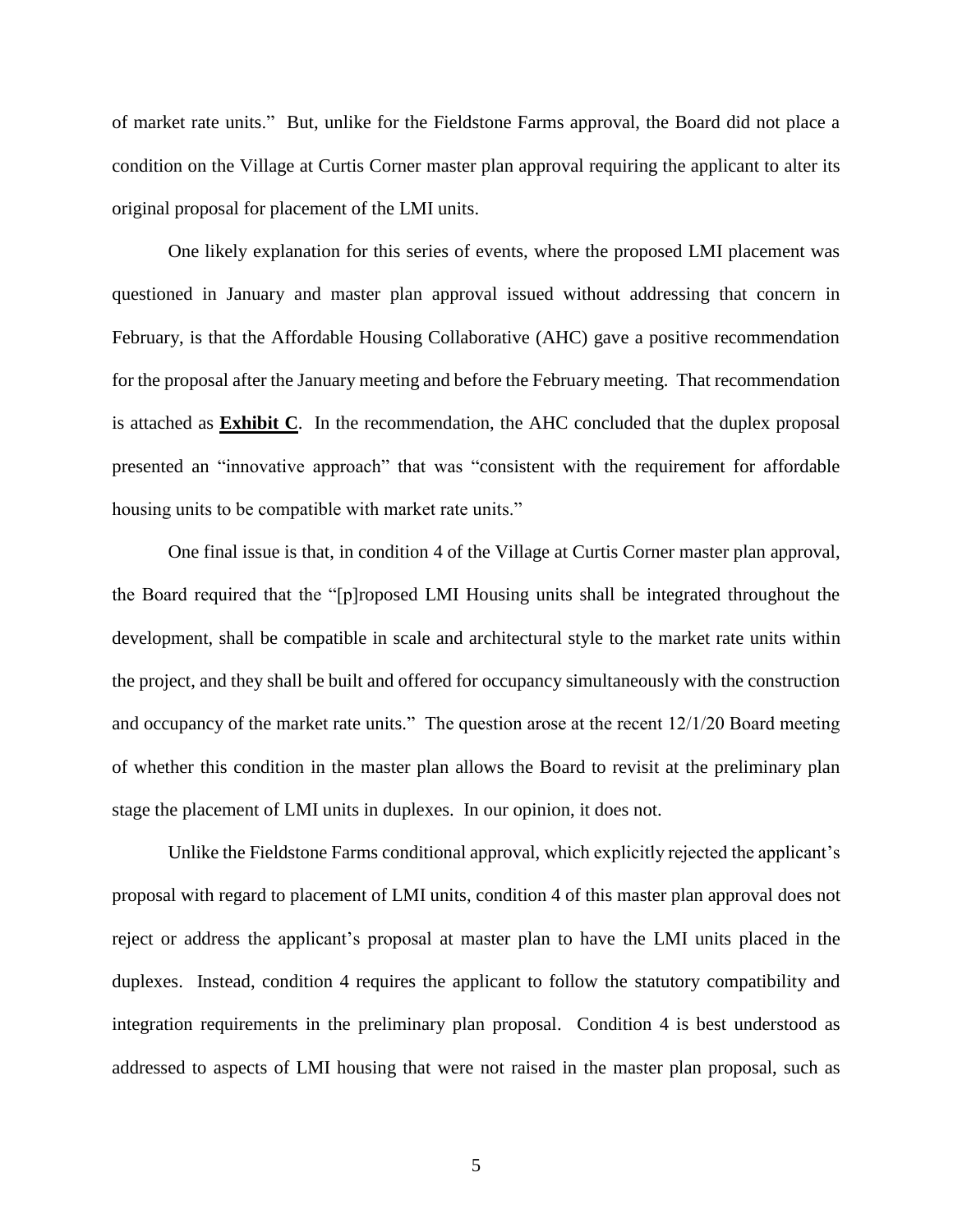of market rate units." But, unlike for the Fieldstone Farms approval, the Board did not place a condition on the Village at Curtis Corner master plan approval requiring the applicant to alter its original proposal for placement of the LMI units.

One likely explanation for this series of events, where the proposed LMI placement was questioned in January and master plan approval issued without addressing that concern in February, is that the Affordable Housing Collaborative (AHC) gave a positive recommendation for the proposal after the January meeting and before the February meeting. That recommendation is attached as **Exhibit C**. In the recommendation, the AHC concluded that the duplex proposal presented an "innovative approach" that was "consistent with the requirement for affordable housing units to be compatible with market rate units."

One final issue is that, in condition 4 of the Village at Curtis Corner master plan approval, the Board required that the "[p]roposed LMI Housing units shall be integrated throughout the development, shall be compatible in scale and architectural style to the market rate units within the project, and they shall be built and offered for occupancy simultaneously with the construction and occupancy of the market rate units." The question arose at the recent 12/1/20 Board meeting of whether this condition in the master plan allows the Board to revisit at the preliminary plan stage the placement of LMI units in duplexes. In our opinion, it does not.

Unlike the Fieldstone Farms conditional approval, which explicitly rejected the applicant's proposal with regard to placement of LMI units, condition 4 of this master plan approval does not reject or address the applicant's proposal at master plan to have the LMI units placed in the duplexes. Instead, condition 4 requires the applicant to follow the statutory compatibility and integration requirements in the preliminary plan proposal. Condition 4 is best understood as addressed to aspects of LMI housing that were not raised in the master plan proposal, such as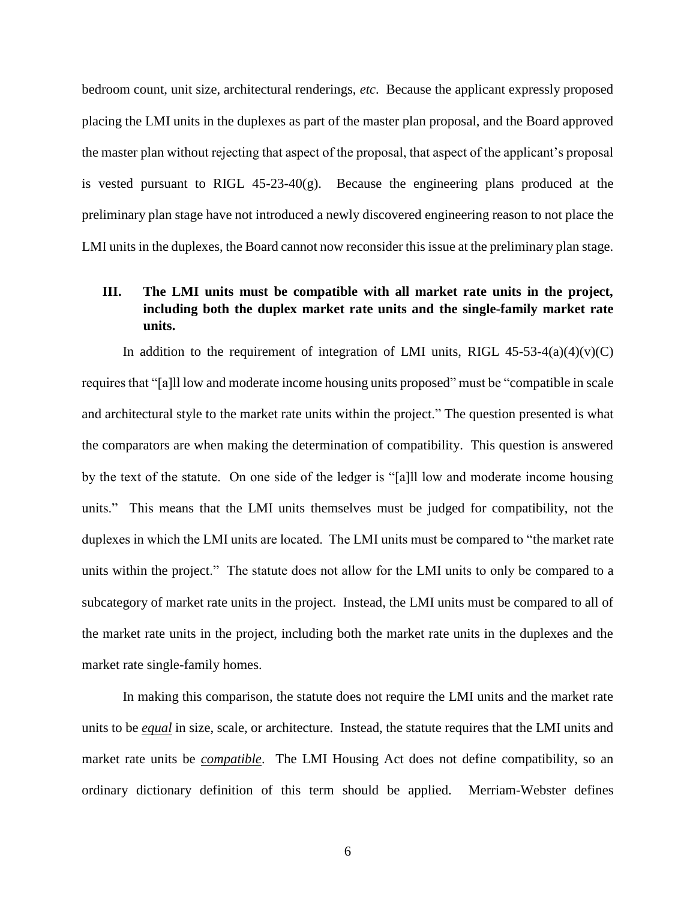bedroom count, unit size, architectural renderings, *etc*. Because the applicant expressly proposed placing the LMI units in the duplexes as part of the master plan proposal, and the Board approved the master plan without rejecting that aspect of the proposal, that aspect of the applicant's proposal is vested pursuant to RIGL 45-23-40(g). Because the engineering plans produced at the preliminary plan stage have not introduced a newly discovered engineering reason to not place the LMI units in the duplexes, the Board cannot now reconsider this issue at the preliminary plan stage.

## III. The LMI units must be compatible with all market rate units in the project, including both the duplex market rate units and the single-family market rate units.

In addition to the requirement of integration of LMI units, RIGL 45-53-4(a)(4)(v)(C) requires that "[a]ll low and moderate income housing units proposed" must be "compatible in scale and architectural style to the market rate units within the project." The question presented is what the comparators are when making the determination of compatibility. This question is answered by the text of the statute. On one side of the ledger is "[a]ll low and moderate income housing units." This means that the LMI units themselves must be judged for compatibility, not the duplexes in which the LMI units are located. The LMI units must be compared to "the market rate units within the project." The statute does not allow for the LMI units to only be compared to a subcategory of market rate units in the project. Instead, the LMI units must be compared to all of the market rate units in the project, including both the market rate units in the duplexes and the market rate single-family homes.

In making this comparison, the statute does not require the LMI units and the market rate units to be ***equal*** in size, scale, or architecture. Instead, the statute requires that the LMI units and market rate units be ***compatible***. The LMI Housing Act does not define compatibility, so an ordinary dictionary definition of this term should be applied. Merriam-Webster defines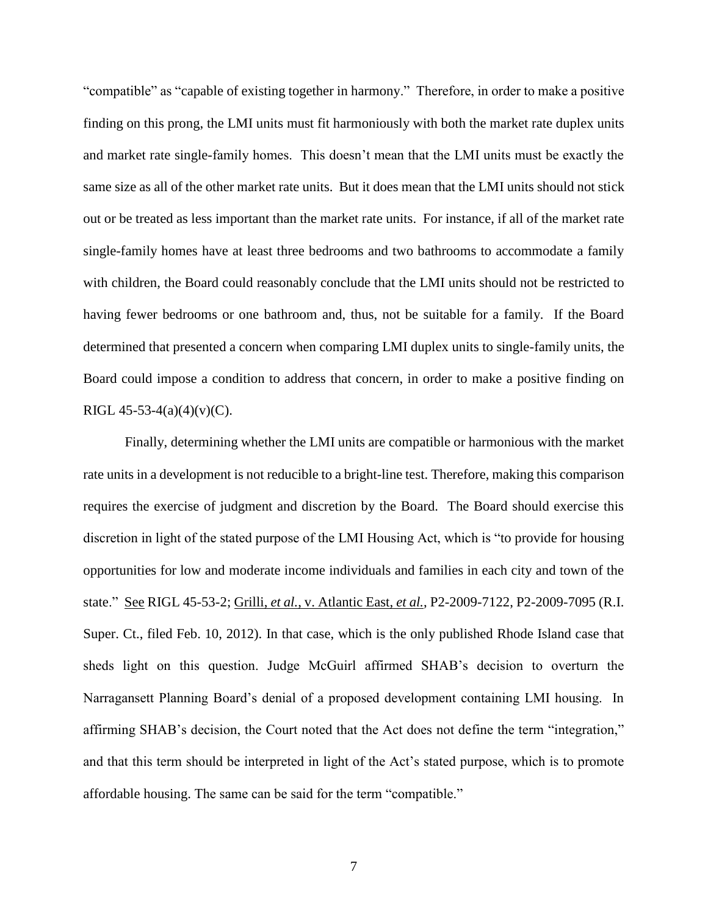"compatible" as "capable of existing together in harmony." Therefore, in order to make a positive finding on this prong, the LMI units must fit harmoniously with both the market rate duplex units and market rate single-family homes. This doesn't mean that the LMI units must be exactly the same size as all of the other market rate units. But it does mean that the LMI units should not stick out or be treated as less important than the market rate units. For instance, if all of the market rate single-family homes have at least three bedrooms and two bathrooms to accommodate a family with children, the Board could reasonably conclude that the LMI units should not be restricted to having fewer bedrooms or one bathroom and, thus, not be suitable for a family. If the Board determined that presented a concern when comparing LMI duplex units to single-family units, the Board could impose a condition to address that concern, in order to make a positive finding on RIGL 45-53-4(a)(4)(v)(C).

Finally, determining whether the LMI units are compatible or harmonious with the market rate units in a development is not reducible to a bright-line test. Therefore, making this comparison requires the exercise of judgment and discretion by the Board. The Board should exercise this discretion in light of the stated purpose of the LMI Housing Act, which is "to provide for housing opportunities for low and moderate income individuals and families in each city and town of the state." See RIGL 45-53-2; Grilli, *et al.*, v. Atlantic East, *et al.*, P2-2009-7122, P2-2009-7095 (R.I. Super. Ct., filed Feb. 10, 2012). In that case, which is the only published Rhode Island case that sheds light on this question. Judge McGuirl affirmed SHAB's decision to overturn the Narragansett Planning Board's denial of a proposed development containing LMI housing. In affirming SHAB's decision, the Court noted that the Act does not define the term "integration," and that this term should be interpreted in light of the Act's stated purpose, which is to promote affordable housing. The same can be said for the term "compatible."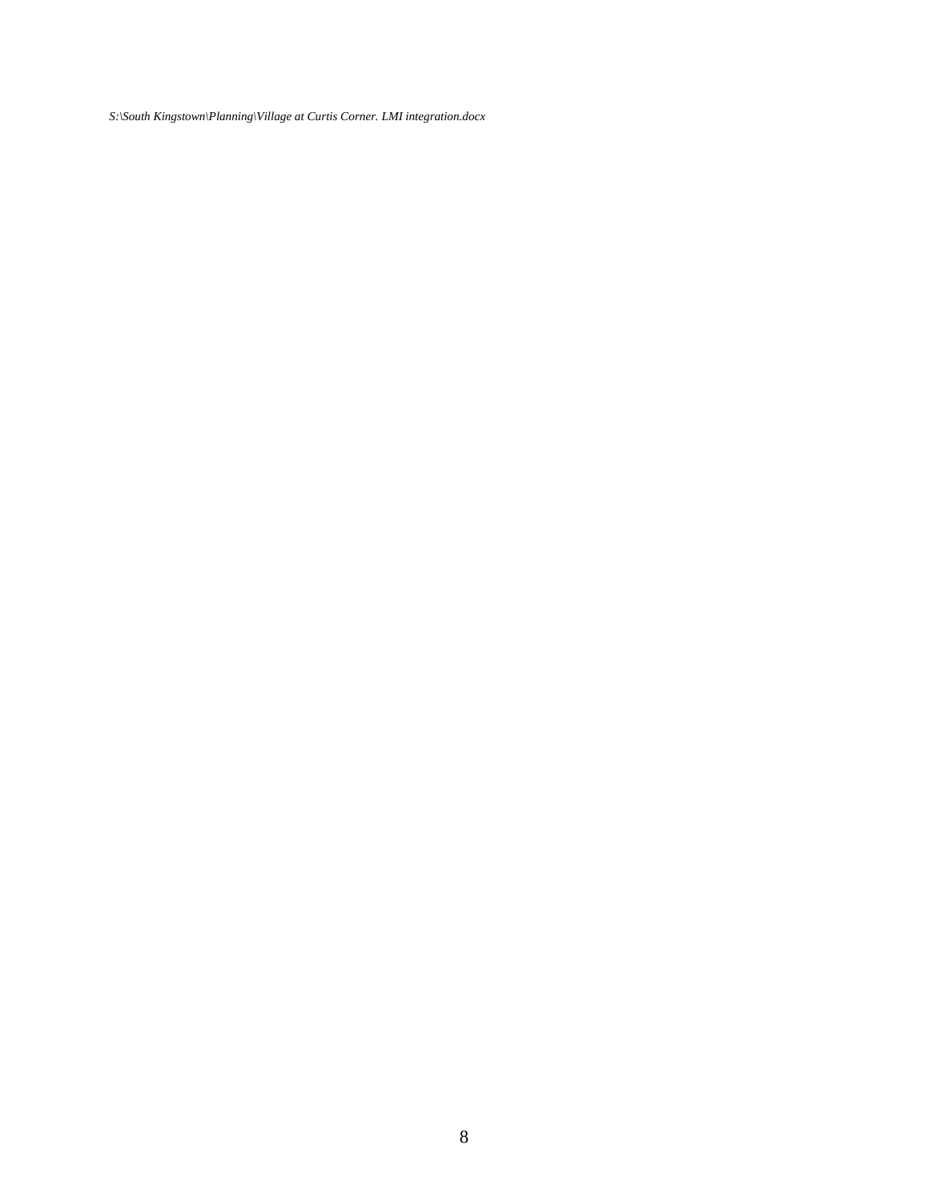*S:\South Kingstown\Planning\Village at Curtis Corner. LMI integration.docx*